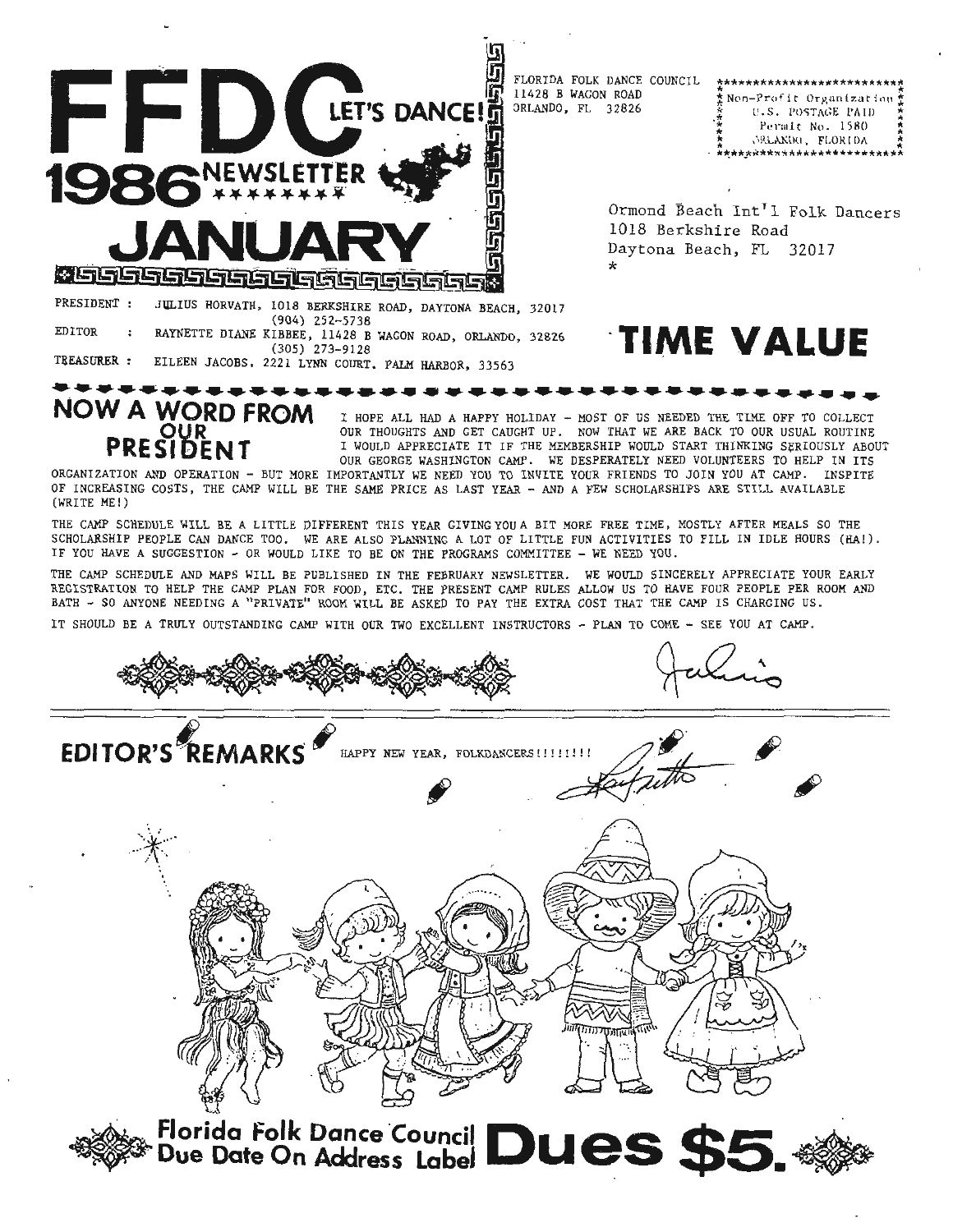# FFDC LET'S DANCE!

# 1986 NEWSLETTER

# JANUARY

FLORIDA FOLK DANCE COUNCIL
11428 B WAGON ROAD
ORLANDO, FL 32826

Non-Profit Organization
U.S. POSTAGE PAID
Permit No. 1580
ORLANDO, FLORIDA

Ormond Beach Int'l Folk Dancers
1018 Berkshire Road
Daytona Beach, FL 32017

PRESIDENT : JULIUS HORVATH, 1018 BERKSHIRE ROAD, DAYTONA BEACH, 32017
(904) 252-5738

EDITOR : RAYNETTE DIANE KIBBEE, 11428 B WAGON ROAD, ORLANDO, 32826
(305) 273-9128

TREASURER : EILEEN JACOBS, 2221 LYNN COURT, PALM HARBOR, 33563

**TIME VALUE**

## NOW A WORD FROM OUR PRESIDENT

I HOPE ALL HAD A HAPPY HOLIDAY - MOST OF US NEEDED THE TIME OFF TO COLLECT OUR THOUGHTS AND GET CAUGHT UP. NOW THAT WE ARE BACK TO OUR USUAL ROUTINE I WOULD APPRECIATE IT IF THE MEMBERSHIP WOULD START THINKING SERIOUSLY ABOUT OUR GEORGE WASHINGTON CAMP. WE DESPERATELY NEED VOLUNTEERS TO HELP IN ITS ORGANIZATION AND OPERATION - BUT MORE IMPORTANTLY WE NEED YOU TO INVITE YOUR FRIENDS TO JOIN YOU AT CAMP. INSPITE OF INCREASING COSTS, THE CAMP WILL BE THE SAME PRICE AS LAST YEAR - AND A FEW SCHOLARSHIPS ARE STILL AVAILABLE (WRITE ME!)

THE CAMP SCHEDULE WILL BE A LITTLE DIFFERENT THIS YEAR GIVING YOU A BIT MORE FREE TIME, MOSTLY AFTER MEALS SO THE SCHOLARSHIP PEOPLE CAN DANCE TOO. WE ARE ALSO PLANNING A LOT OF LITTLE FUN ACTIVITIES TO FILL IN IDLE HOURS (HA!). IF YOU HAVE A SUGGESTION - OR WOULD LIKE TO BE ON THE PROGRAMS COMMITTEE - WE NEED YOU.

THE CAMP SCHEDULE AND MAPS WILL BE PUBLISHED IN THE FEBRUARY NEWSLETTER. WE WOULD SINCERELY APPRECIATE YOUR EARLY REGISTRATION TO HELP THE CAMP PLAN FOR FOOD, ETC. THE PRESENT CAMP RULES ALLOW US TO HAVE FOUR PEOPLE PER ROOM AND BATH - SO ANYONE NEEDING A "PRIVATE" ROOM WILL BE ASKED TO PAY THE EXTRA COST THAT THE CAMP IS CHARGING US.

IT SHOULD BE A TRULY OUTSTANDING CAMP WITH OUR TWO EXCELLENT INSTRUCTORS - PLAN TO COME - SEE YOU AT CAMP.

Julius

## EDITOR'S REMARKS

HAPPY NEW YEAR, FOLKDANCERS!!!!!!!!

Raynette

**Florida Folk Dance Council Due Date On Address Label Dues $5.**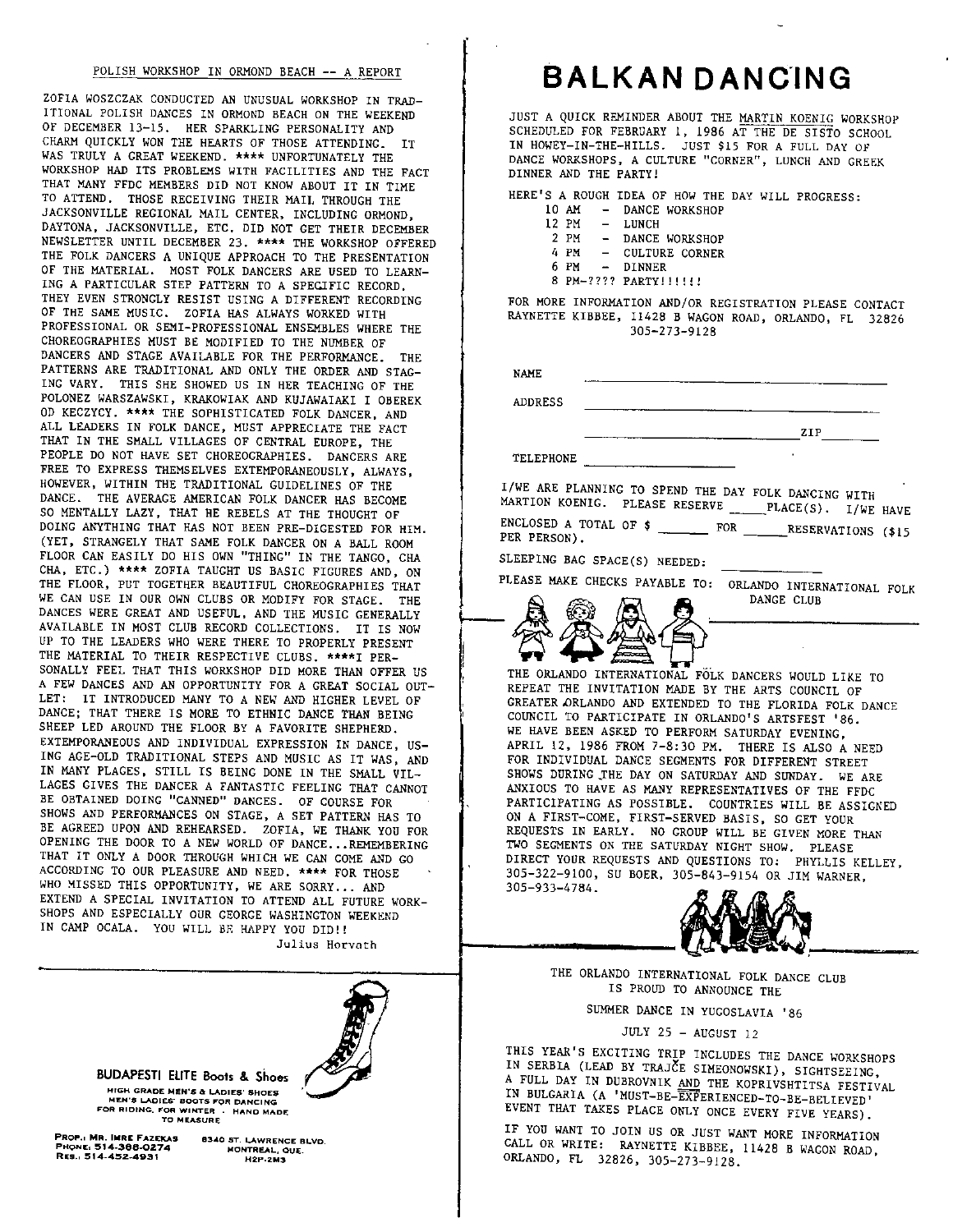## POLISH WORKSHOP IN ORMOND BEACH -- A REPORT

ZOFIA WOSZCZAK CONDUCTED AN UNUSUAL WORKSHOP IN TRADITIONAL POLISH DANCES IN ORMOND BEACH ON THE WEEKEND OF DECEMBER 13-15. HER SPARKLING PERSONALITY AND CHARM QUICKLY WON THE HEARTS OF THOSE ATTENDING. IT WAS TRULY A GREAT WEEKEND. **** UNFORTUNATELY THE WORKSHOP HAD ITS PROBLEMS WITH FACILITIES AND THE FACT THAT MANY FFDC MEMBERS DID NOT KNOW ABOUT IT IN TIME TO ATTEND. THOSE RECEIVING THEIR MAIL THROUGH THE JACKSONVILLE REGIONAL MAIL CENTER, INCLUDING ORMOND, DAYTONA, JACKSONVILLE, ETC. DID NOT GET THEIR DECEMBER NEWSLETTER UNTIL DECEMBER 23. **** THE WORKSHOP OFFERED THE FOLK DANCERS A UNIQUE APPROACH TO THE PRESENTATION OF THE MATERIAL. MOST FOLK DANCERS ARE USED TO LEARNING A PARTICULAR STEP PATTERN TO A SPECIFIC RECORD. THEY EVEN STRONGLY RESIST USING A DIFFERENT RECORDING OF THE SAME MUSIC. ZOFIA HAS ALWAYS WORKED WITH PROFESSIONAL OR SEMI-PROFESSIONAL ENSEMBLES WHERE THE CHOREOGRAPHIES MUST BE MODIFIED TO THE NUMBER OF DANCERS AND STAGE AVAILABLE FOR THE PERFORMANCE. THE PATTERNS ARE TRADITIONAL AND ONLY THE ORDER AND STAGING VARY. THIS SHE SHOWED US IN HER TEACHING OF THE POLONEZ WARSZAWSKI, KRAKOWIAK AND KUJAWAIAKI I OBEREK OD KECZYCY. **** THE SOPHISTICATED FOLK DANCER, AND ALL LEADERS IN FOLK DANCE, MUST APPRECIATE THE FACT THAT IN THE SMALL VILLAGES OF CENTRAL EUROPE, THE PEOPLE DO NOT HAVE SET CHOREOGRAPHIES. DANCERS ARE FREE TO EXPRESS THEMSELVES EXTEMPORANEOUSLY, ALWAYS, HOWEVER, WITHIN THE TRADITIONAL GUIDELINES OF THE DANCE. THE AVERAGE AMERICAN FOLK DANCER HAS BECOME SO MENTALLY LAZY, THAT HE REBELS AT THE THOUGHT OF DOING ANYTHING THAT HAS NOT BEEN PRE-DIGESTED FOR HIM. (YET, STRANGELY THAT SAME FOLK DANCER ON A BALL ROOM FLOOR CAN EASILY DO HIS OWN "THING" IN THE TANGO, CHA CHA, ETC.) **** ZOFIA TAUGHT US BASIC FIGURES AND, ON THE FLOOR, PUT TOGETHER BEAUTIFUL CHOREOGRAPHIES THAT WE CAN USE IN OUR OWN CLUBS OR MODIFY FOR STAGE. THE DANCES WERE GREAT AND USEFUL, AND THE MUSIC GENERALLY AVAILABLE IN MOST CLUB RECORD COLLECTIONS. IT IS NOW UP TO THE LEADERS WHO WERE THERE TO PROPERLY PRESENT THE MATERIAL TO THEIR RESPECTIVE CLUBS. ****I PERSONALLY FEEL THAT THIS WORKSHOP DID MORE THAN OFFER US A FEW DANCES AND AN OPPORTUNITY FOR A GREAT SOCIAL OUTLET: IT INTRODUCED MANY TO A NEW AND HIGHER LEVEL OF DANCE; THAT THERE IS MORE TO ETHNIC DANCE THAN BEING SHEEP LED AROUND THE FLOOR BY A FAVORITE SHEPHERD. EXTEMPORANEOUS AND INDIVIDUAL EXPRESSION IN DANCE, USING AGE-OLD TRADITIONAL STEPS AND MUSIC AS IT WAS, AND IN MANY PLACES, STILL IS BEING DONE IN THE SMALL VILLAGES GIVES THE DANCER A FANTASTIC FEELING THAT CANNOT BE OBTAINED DOING "CANNED" DANCES. OF COURSE FOR SHOWS AND PERFORMANCES ON STAGE, A SET PATTERN HAS TO BE AGREED UPON AND REHEARSED. ZOFIA, WE THANK YOU FOR OPENING THE DOOR TO A NEW WORLD OF DANCE...REMEMBERING THAT IT ONLY A DOOR THROUGH WHICH WE CAN COME AND GO ACCORDING TO OUR PLEASURE AND NEED. **** FOR THOSE WHO MISSED THIS OPPORTUNITY, WE ARE SORRY... AND EXTEND A SPECIAL INVITATION TO ATTEND ALL FUTURE WORKSHOPS AND ESPECIALLY OUR GEORGE WASHINGTON WEEKEND IN CAMP OCALA. YOU WILL BE HAPPY YOU DID!!

Julius Horvath

**BUDAPESTI ELITE Boots & Shoes**

HIGH GRADE MEN'S & LADIES' SHOES
MEN'S LADIES' BOOTS FOR DANCING
FOR RIDING, FOR WINTER - HAND MADE TO MEASURE

PROP.: MR. IMRE FAZEKAS
PHONE: 514-388-0274
RES.: 514-452-4931

6340 ST. LAWRENCE BLVD.
MONTREAL, QUE.
H2P-2M3

# BALKAN DANCING

JUST A QUICK REMINDER ABOUT THE MARTIN KOENIG WORKSHOP SCHEDULED FOR FEBRUARY 1, 1986 AT THE DE SISTO SCHOOL IN HOWEY-IN-THE-HILLS. JUST $15 FOR A FULL DAY OF DANCE WORKSHOPS, A CULTURE "CORNER", LUNCH AND GREEK DINNER AND THE PARTY!

HERE'S A ROUGH IDEA OF HOW THE DAY WILL PROGRESS:

- 10 AM - DANCE WORKSHOP
- 12 PM - LUNCH
- 2 PM - DANCE WORKSHOP
- 4 PM - CULTURE CORNER
- 6 PM - DINNER
- 8 PM-???? PARTY!!!!!!

FOR MORE INFORMATION AND/OR REGISTRATION PLEASE CONTACT RAYNETTE KIBBEE, 11428 B WAGON ROAD, ORLANDO, FL 32826 305-273-9128

NAME ______________________

ADDRESS ______________________

______________________ ZIP ________

TELEPHONE ______________________

I/WE ARE PLANNING TO SPEND THE DAY FOLK DANCING WITH MARTION KOENIG. PLEASE RESERVE _____ PLACE(S). I/WE HAVE ENCLOSED A TOTAL OF $ _______ FOR _____ RESERVATIONS ($15 PER PERSON).

SLEEPING BAG SPACE(S) NEEDED: __________

PLEASE MAKE CHECKS PAYABLE TO: ORLANDO INTERNATIONAL FOLK DANCE CLUB

THE ORLANDO INTERNATIONAL FOLK DANCERS WOULD LIKE TO REPEAT THE INVITATION MADE BY THE ARTS COUNCIL OF GREATER ORLANDO AND EXTENDED TO THE FLORIDA FOLK DANCE COUNCIL TO PARTICIPATE IN ORLANDO'S ARTSFEST '86. WE HAVE BEEN ASKED TO PERFORM SATURDAY EVENING, APRIL 12, 1986 FROM 7-8:30 PM. THERE IS ALSO A NEED FOR INDIVIDUAL DANCE SEGMENTS FOR DIFFERENT STREET SHOWS DURING THE DAY ON SATURDAY AND SUNDAY. WE ARE ANXIOUS TO HAVE AS MANY REPRESENTATIVES OF THE FFDC PARTICIPATING AS POSSIBLE. COUNTRIES WILL BE ASSIGNED ON A FIRST-COME, FIRST-SERVED BASIS, SO GET YOUR REQUESTS IN EARLY. NO GROUP WILL BE GIVEN MORE THAN TWO SEGMENTS ON THE SATURDAY NIGHT SHOW. PLEASE DIRECT YOUR REQUESTS AND QUESTIONS TO: PHYLLIS KELLEY, 305-322-9100, SU BOER, 305-843-9154 OR JIM WARNER, 305-933-4784.

THE ORLANDO INTERNATIONAL FOLK DANCE CLUB IS PROUD TO ANNOUNCE THE

SUMMER DANCE IN YUGOSLAVIA '86

JULY 25 - AUGUST 12

THIS YEAR'S EXCITING TRIP INCLUDES THE DANCE WORKSHOPS IN SERBIA (LEAD BY TRAJČE SIMEONOWSKI), SIGHTSEEING, A FULL DAY IN DUBROVNIK AND THE KOPRIVSHTITSA FESTIVAL IN BULGARIA (A 'MUST-BE-EXPERIENCED-TO-BE-BELIEVED' EVENT THAT TAKES PLACE ONLY ONCE EVERY FIVE YEARS).

IF YOU WANT TO JOIN US OR JUST WANT MORE INFORMATION CALL OR WRITE: RAYNETTE KIBBEE, 11428 B WAGON ROAD, ORLANDO, FL 32826, 305-273-9128.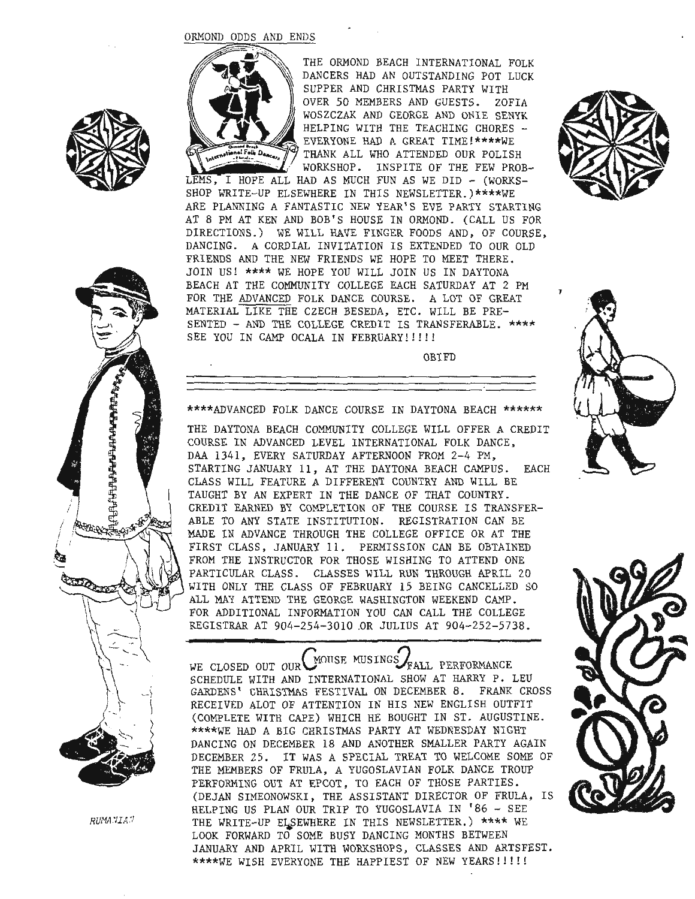## ORMOND ODDS AND ENDS

THE ORMOND BEACH INTERNATIONAL FOLK DANCERS HAD AN OUTSTANDING POT LUCK SUPPER AND CHRISTMAS PARTY WITH OVER 50 MEMBERS AND GUESTS. ZOFIA WOSZCZAK AND GEORGE AND ONIE SENYK HELPING WITH THE TEACHING CHORES - EVERYONE HAD A GREAT TIME!****WE THANK ALL WHO ATTENDED OUR POLISH WORKSHOP. INSPITE OF THE FEW PROBLEMS, I HOPE ALL HAD AS MUCH FUN AS WE DID - (WORKSSHOP WRITE-UP ELSEWHERE IN THIS NEWSLETTER.)****WE ARE PLANNING A FANTASTIC NEW YEAR'S EVE PARTY STARTING AT 8 PM AT KEN AND BOB'S HOUSE IN ORMOND. (CALL US FOR DIRECTIONS.) WE WILL HAVE FINGER FOODS AND, OF COURSE, DANCING. A CORDIAL INVITATION IS EXTENDED TO OUR OLD FRIENDS AND THE NEW FRIENDS WE HOPE TO MEET THERE. JOIN US! **** WE HOPE YOU WILL JOIN US IN DAYTONA BEACH AT THE COMMUNITY COLLEGE EACH SATURDAY AT 2 PM FOR THE ADVANCED FOLK DANCE COURSE. A LOT OF GREAT MATERIAL LIKE THE CZECH BESEDA, ETC. WILL BE PRESENTED - AND THE COLLEGE CREDIT IS TRANSFERABLE. **** SEE YOU IN CAMP OCALA IN FEBRUARY!!!!!

OBIFD

---

## ****ADVANCED FOLK DANCE COURSE IN DAYTONA BEACH ******

THE DAYTONA BEACH COMMUNITY COLLEGE WILL OFFER A CREDIT COURSE IN ADVANCED LEVEL INTERNATIONAL FOLK DANCE, DAA 1341, EVERY SATURDAY AFTERNOON FROM 2-4 PM, STARTING JANUARY 11, AT THE DAYTONA BEACH CAMPUS. EACH CLASS WILL FEATURE A DIFFERENT COUNTRY AND WILL BE TAUGHT BY AN EXPERT IN THE DANCE OF THAT COUNTRY. CREDIT EARNED BY COMPLETION OF THE COURSE IS TRANSFERABLE TO ANY STATE INSTITUTION. REGISTRATION CAN BE MADE IN ADVANCE THROUGH THE COLLEGE OFFICE OR AT THE FIRST CLASS, JANUARY 11. PERMISSION CAN BE OBTAINED FROM THE INSTRUCTOR FOR THOSE WISHING TO ATTEND ONE PARTICULAR CLASS. CLASSES WILL RUN THROUGH APRIL 20 WITH ONLY THE CLASS OF FEBRUARY 15 BEING CANCELLED SO ALL MAY ATTEND THE GEORGE WASHINGTON WEEKEND CAMP. FOR ADDITIONAL INFORMATION YOU CAN CALL THE COLLEGE REGISTRAR AT 904-254-3010 OR JULIUS AT 904-252-5738.

---

## MOUSE MUSINGS

WE CLOSED OUT OUR FALL PERFORMANCE SCHEDULE WITH AND INTERNATIONAL SHOW AT HARRY P. LEU GARDENS' CHRISTMAS FESTIVAL ON DECEMBER 8. FRANK CROSS RECEIVED ALOT OF ATTENTION IN HIS NEW ENGLISH OUTFIT (COMPLETE WITH CAPE) WHICH HE BOUGHT IN ST. AUGUSTINE. ****WE HAD A BIG CHRISTMAS PARTY AT WEDNESDAY NIGHT DANCING ON DECEMBER 18 AND ANOTHER SMALLER PARTY AGAIN DECEMBER 25. IT WAS A SPECIAL TREAT TO WELCOME SOME OF THE MEMBERS OF FRULA, A YUGOSLAVIAN FOLK DANCE TROUP PERFORMING OUT AT EPCOT, TO EACH OF THOSE PARTIES. (DEJAN SIMEONOWSKI, THE ASSISTANT DIRECTOR OF FRULA, IS HELPING US PLAN OUR TRIP TO YUGOSLAVIA IN '86 - SEE THE WRITE-UP ELSEWHERE IN THIS NEWSLETTER.) **** WE LOOK FORWARD TO SOME BUSY DANCING MONTHS BETWEEN JANUARY AND APRIL WITH WORKSHOPS, CLASSES AND ARTSFEST. ****WE WISH EVERYONE THE HAPPIEST OF NEW YEARS!!!!!

RUMANIAN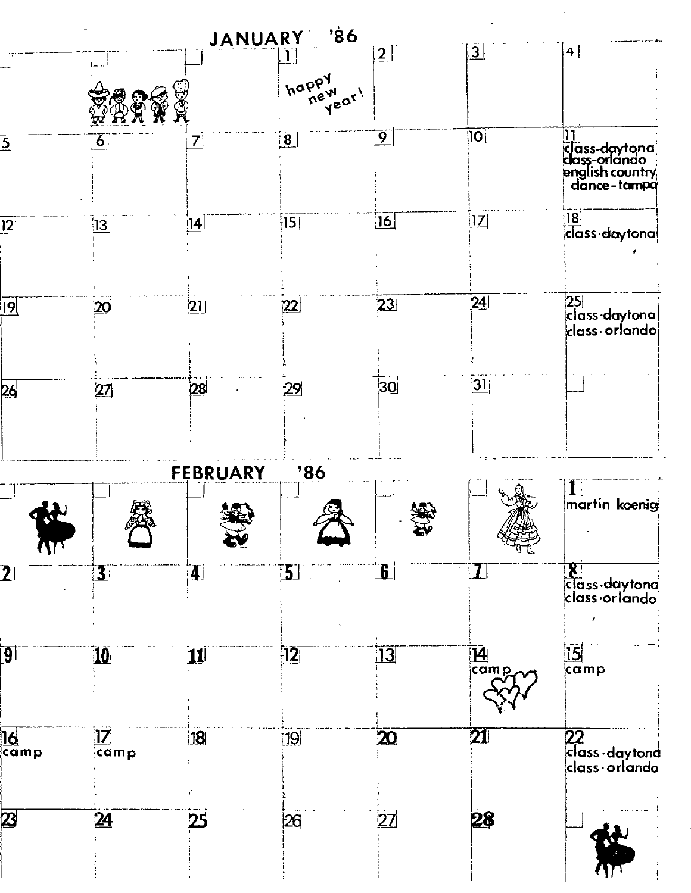## JANUARY '86

| | | | | | | |
|---|---|---|---|---|---|---|
| | | | 1 happy new year! | 2 | 3 | 4 |
| 5 | 6 | 7 | 8 | 9 | 10 | 11 class-daytona class-orlando english country dance-tampa |
| 12 | 13 | 14 | 15 | 16 | 17 | 18 class-daytona |
| 19 | 20 | 21 | 22 | 23 | 24 | 25 class-daytona class-orlando |
| 26 | 27 | 28 | 29 | 30 | 31 | |

## FEBRUARY '86

| | | | | | | |
|---|---|---|---|---|---|---|
| | | | | | | 1 martin koenig |
| 2 | 3 | 4 | 5 | 6 | 7 | 8 class-daytona class-orlando |
| 9 | 10 | 11 | 12 | 13 | 14 camp | 15 camp |
| 16 camp | 17 camp | 18 | 19 | 20 | 21 | 22 class-daytona class-orlando |
| 23 | 24 | 25 | 26 | 27 | 28 | |